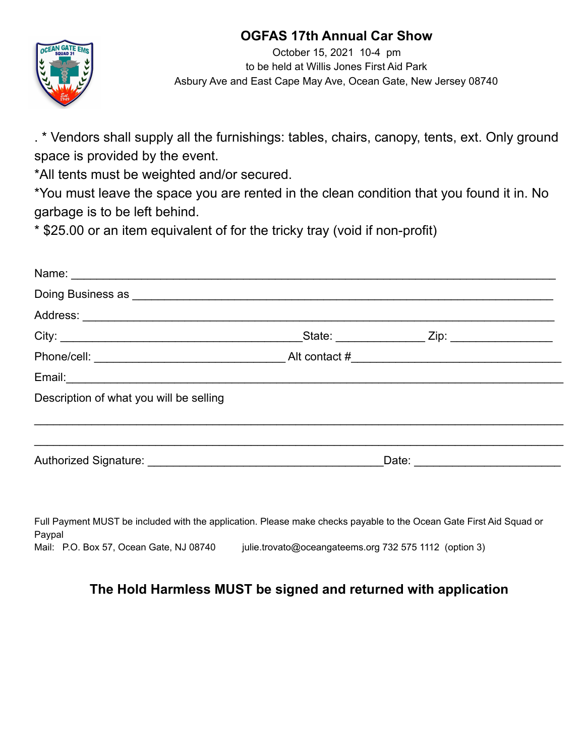# OGFAS 17th Annual Car Show

October 15, 2021 10-4 pm
to be held at Willis Jones First Aid Park
Asbury Ave and East Cape May Ave, Ocean Gate, New Jersey 08740

. * Vendors shall supply all the furnishings: tables, chairs, canopy, tents, ext. Only ground space is provided by the event.
*All tents must be weighted and/or secured.
*You must leave the space you are rented in the clean condition that you found it in. No garbage is to be left behind.
* $25.00 or an item equivalent of for the tricky tray (void if non-profit)

Name: ______________________________________________________________________

Doing Business as ____________________________________________________________

Address: ____________________________________________________________________

City: ____________________________________State: ______________ Zip: _______________

Phone/cell: ______________________________ Alt contact #_________________________________

Email:______________________________________________________________________

Description of what you will be selling

______________________________________________________________________________

______________________________________________________________________________

Authorized Signature: ____________________________________Date: _______________________

Full Payment MUST be included with the application. Please make checks payable to the Ocean Gate First Aid Squad or Paypal
Mail: P.O. Box 57, Ocean Gate, NJ 08740 julie.trovato@oceangateems.org 732 575 1112 (option 3)

**The Hold Harmless MUST be signed and returned with application**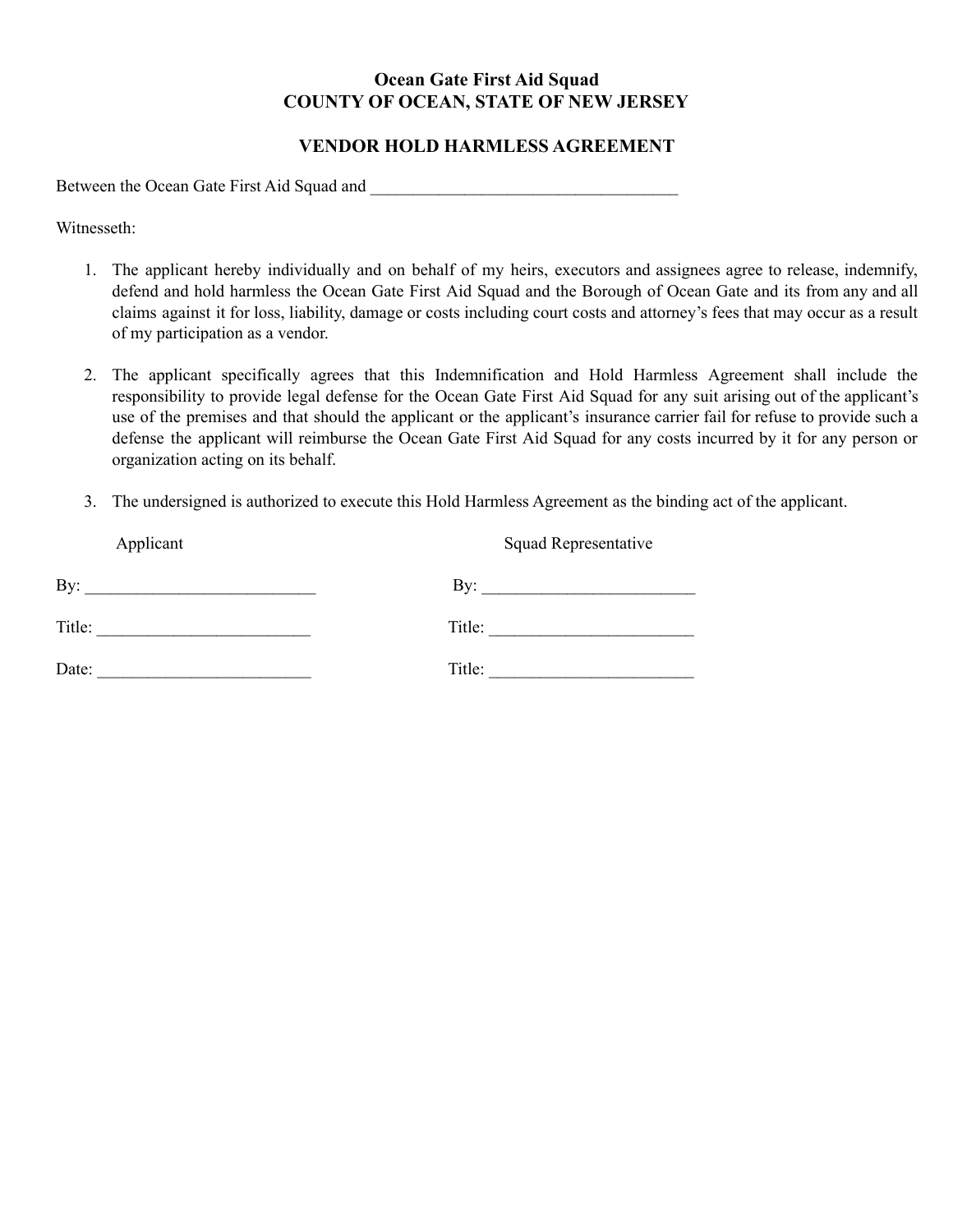**Ocean Gate First Aid Squad**
**COUNTY OF OCEAN, STATE OF NEW JERSEY**

**VENDOR HOLD HARMLESS AGREEMENT**

Between the Ocean Gate First Aid Squad and ____________________________________

Witnesseth:

1. The applicant hereby individually and on behalf of my heirs, executors and assignees agree to release, indemnify, defend and hold harmless the Ocean Gate First Aid Squad and the Borough of Ocean Gate and its from any and all claims against it for loss, liability, damage or costs including court costs and attorney's fees that may occur as a result of my participation as a vendor.

2. The applicant specifically agrees that this Indemnification and Hold Harmless Agreement shall include the responsibility to provide legal defense for the Ocean Gate First Aid Squad for any suit arising out of the applicant's use of the premises and that should the applicant or the applicant's insurance carrier fail for refuse to provide such a defense the applicant will reimburse the Ocean Gate First Aid Squad for any costs incurred by it for any person or organization acting on its behalf.

3. The undersigned is authorized to execute this Hold Harmless Agreement as the binding act of the applicant.

| Applicant | Squad Representative |
|---|---|
| By: ___________________________ | By: _________________________ |
| Title: _________________________ | Title: ________________________ |
| Date: _________________________ | Title: ________________________ |